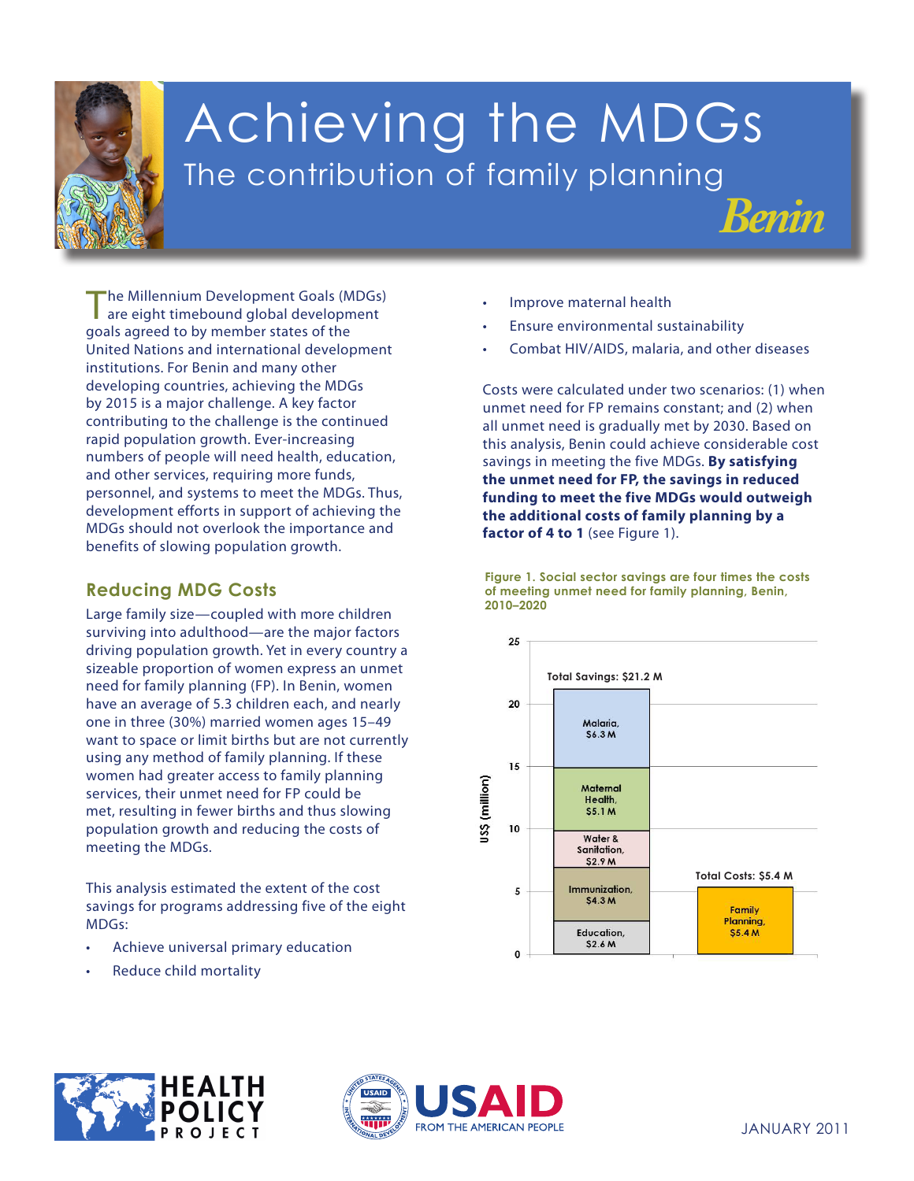# Achieving the MDGs

## The contribution of family planning

### Benin

The Millennium Development Goals (MDGs) are eight timebound global development goals agreed to by member states of the United Nations and international development institutions. For Benin and many other developing countries, achieving the MDGs by 2015 is a major challenge. A key factor contributing to the challenge is the continued rapid population growth. Ever-increasing numbers of people will need health, education, and other services, requiring more funds, personnel, and systems to meet the MDGs. Thus, development efforts in support of achieving the MDGs should not overlook the importance and benefits of slowing population growth.

## Reducing MDG Costs

Large family size—coupled with more children surviving into adulthood—are the major factors driving population growth. Yet in every country a sizeable proportion of women express an unmet need for family planning (FP). In Benin, women have an average of 5.3 children each, and nearly one in three (30%) married women ages 15–49 want to space or limit births but are not currently using any method of family planning. If these women had greater access to family planning services, their unmet need for FP could be met, resulting in fewer births and thus slowing population growth and reducing the costs of meeting the MDGs.

This analysis estimated the extent of the cost savings for programs addressing five of the eight MDGs:

- Achieve universal primary education
- Reduce child mortality
- Improve maternal health
- Ensure environmental sustainability
- Combat HIV/AIDS, malaria, and other diseases

Costs were calculated under two scenarios: (1) when unmet need for FP remains constant; and (2) when all unmet need is gradually met by 2030. Based on this analysis, Benin could achieve considerable cost savings in meeting the five MDGs. **By satisfying the unmet need for FP, the savings in reduced funding to meet the five MDGs would outweigh the additional costs of family planning by a factor of 4 to 1** (see Figure 1).

**Figure 1. Social sector savings are four times the costs of meeting unmet need for family planning, Benin, 2010–2020**

| | Total Savings: $21.2 M | Total Costs: $5.4 M |
|---|---|---|
| Malaria | $6.3 M | |
| Maternal Health | $5.1 M | |
| Water & Sanitation | $2.9 M | |
| Immunization | $4.3 M | |
| Education | $2.6 M | |
| Family Planning | | $5.4 M |

US$ (million)

JANUARY 2011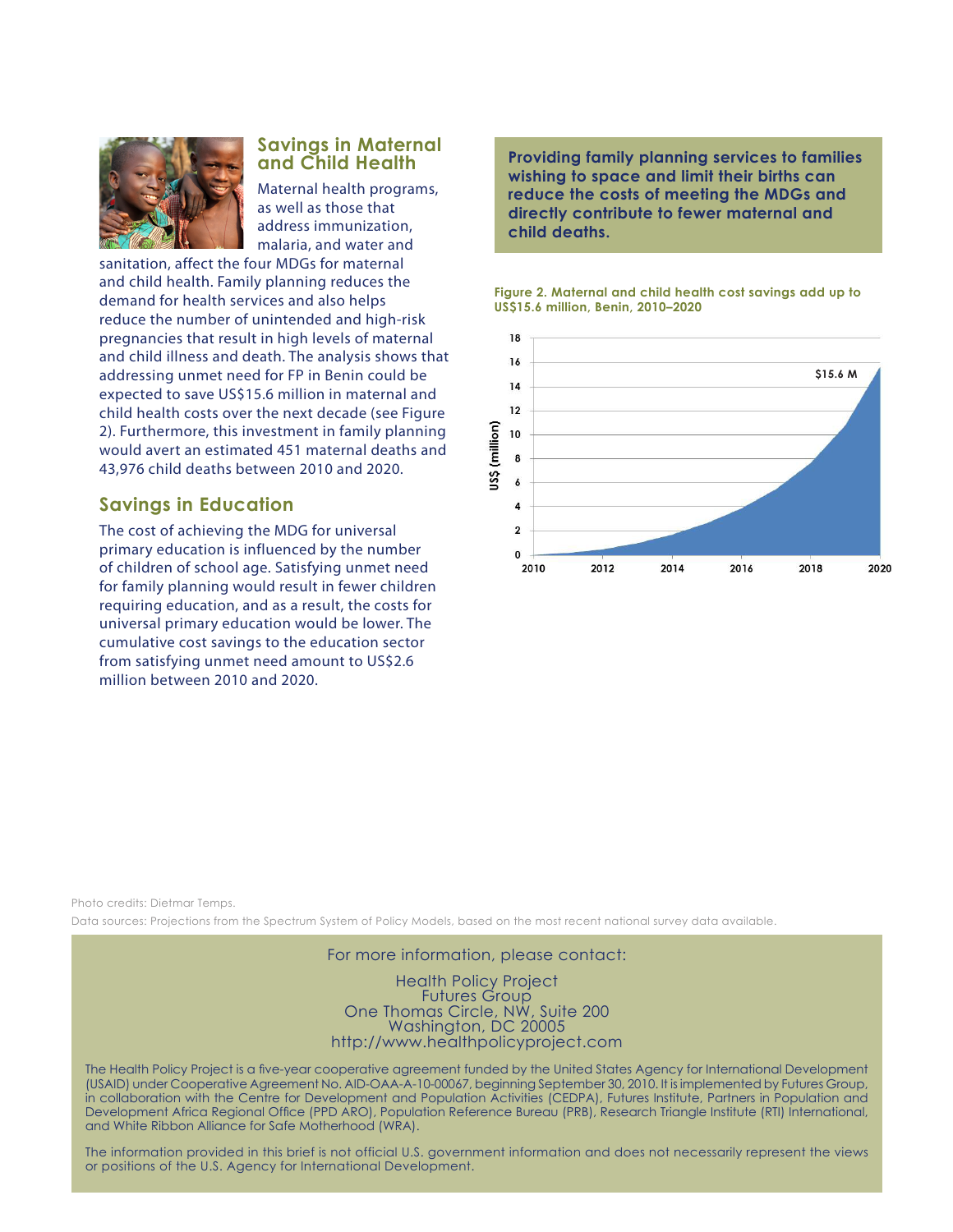## Savings in Maternal and Child Health

Maternal health programs, as well as those that address immunization, malaria, and water and sanitation, affect the four MDGs for maternal and child health. Family planning reduces the demand for health services and also helps reduce the number of unintended and high-risk pregnancies that result in high levels of maternal and child illness and death. The analysis shows that addressing unmet need for FP in Benin could be expected to save US$15.6 million in maternal and child health costs over the next decade (see Figure 2). Furthermore, this investment in family planning would avert an estimated 451 maternal deaths and 43,976 child deaths between 2010 and 2020.

## Savings in Education

The cost of achieving the MDG for universal primary education is influenced by the number of children of school age. Satisfying unmet need for family planning would result in fewer children requiring education, and as a result, the costs for universal primary education would be lower. The cumulative cost savings to the education sector from satisfying unmet need amount to US$2.6 million between 2010 and 2020.

**Providing family planning services to families wishing to space and limit their births can reduce the costs of meeting the MDGs and directly contribute to fewer maternal and child deaths.**

**Figure 2. Maternal and child health cost savings add up to US$15.6 million, Benin, 2010–2020**

US$ (million)
0
2
4
6
8
10
12
14
16
18
2010
2012
2014
2016
2018
2020
$15.6 M

Photo credits: Dietmar Temps.

Data sources: Projections from the Spectrum System of Policy Models, based on the most recent national survey data available.

For more information, please contact:

Health Policy Project
Futures Group
One Thomas Circle, NW, Suite 200
Washington, DC 20005
http://www.healthpolicyproject.com

The Health Policy Project is a five-year cooperative agreement funded by the United States Agency for International Development (USAID) under Cooperative Agreement No. AID-OAA-A-10-00067, beginning September 30, 2010. It is implemented by Futures Group, in collaboration with the Centre for Development and Population Activities (CEDPA), Futures Institute, Partners in Population and Development Africa Regional Office (PPD ARO), Population Reference Bureau (PRB), Research Triangle Institute (RTI) International, and White Ribbon Alliance for Safe Motherhood (WRA).

The information provided in this brief is not official U.S. government information and does not necessarily represent the views or positions of the U.S. Agency for International Development.